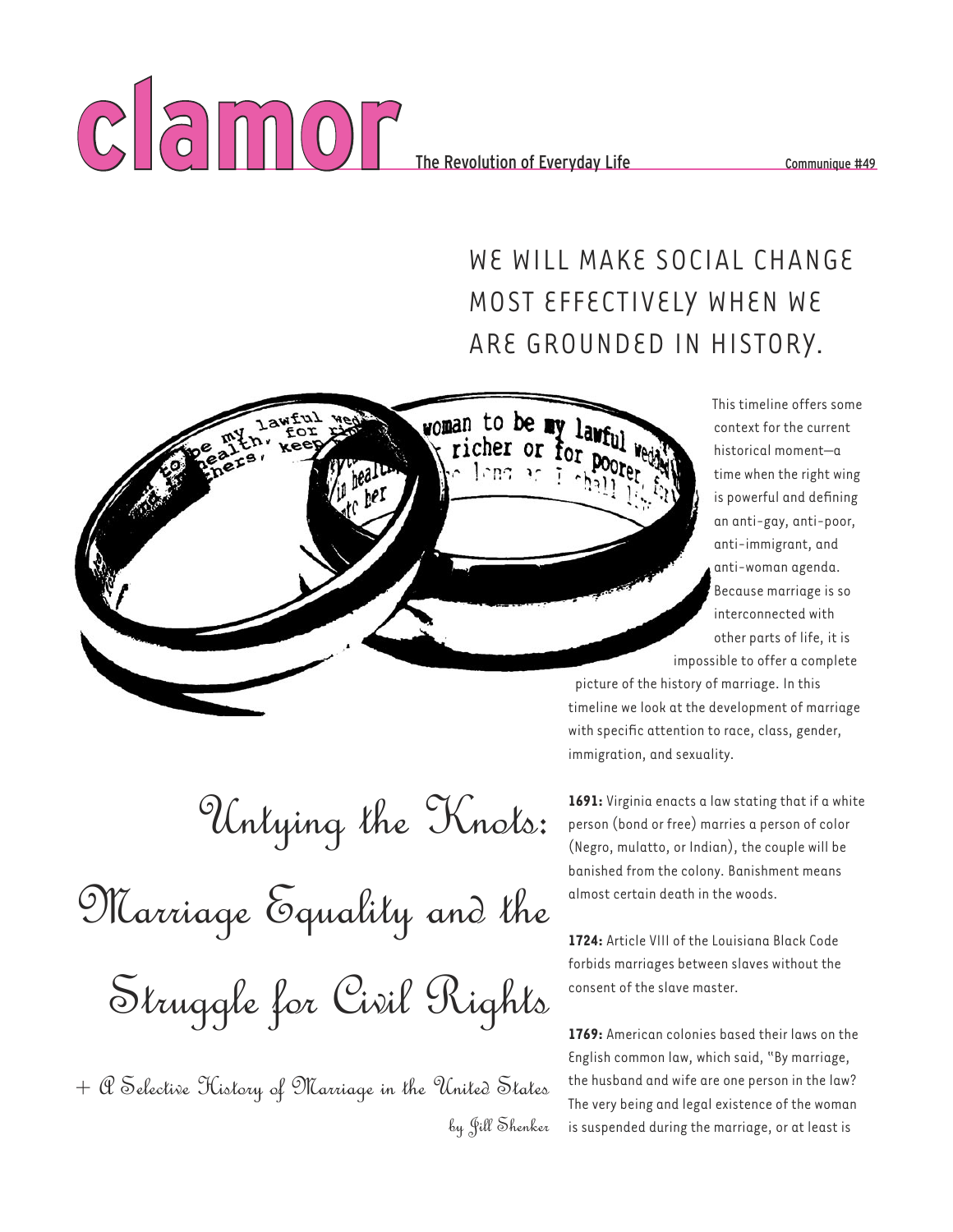# clamor

The Revolution of Everyday Life — Communique #49

WE WILL MAKE SOCIAL CHANGE MOST EFFECTIVELY WHEN WE ARE GROUNDED IN HISTORY.

# Untying the Knots: Marriage Equality and the Struggle for Civil Rights

## + A Selective History of Marriage in the United States

by Jill Shenker

This timeline offers some context for the current historical moment—a time when the right wing is powerful and defining an anti-gay, anti-poor, anti-immigrant, and anti-woman agenda. Because marriage is so interconnected with other parts of life, it is impossible to offer a complete picture of the history of marriage. In this timeline we look at the development of marriage with specific attention to race, class, gender, immigration, and sexuality.

**1691:** Virginia enacts a law stating that if a white person (bond or free) marries a person of color (Negro, mulatto, or Indian), the couple will be banished from the colony. Banishment means almost certain death in the woods.

**1724:** Article VIII of the Louisiana Black Code forbids marriages between slaves without the consent of the slave master.

**1769:** American colonies based their laws on the English common law, which said, "By marriage, the husband and wife are one person in the law? The very being and legal existence of the woman is suspended during the marriage, or at least is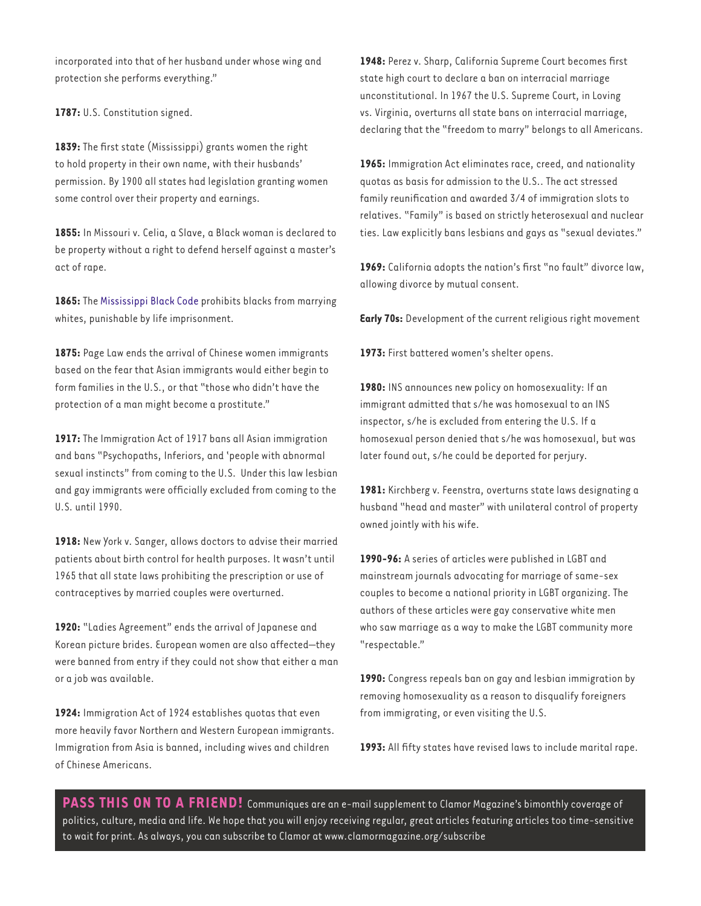incorporated into that of her husband under whose wing and protection she performs everything."

**1787:** U.S. Constitution signed.

**1839:** The first state (Mississippi) grants women the right to hold property in their own name, with their husbands' permission. By 1900 all states had legislation granting women some control over their property and earnings.

**1855:** In Missouri v. Celia, a Slave, a Black woman is declared to be property without a right to defend herself against a master's act of rape.

**1865:** The Mississippi Black Code prohibits blacks from marrying whites, punishable by life imprisonment.

**1875:** Page Law ends the arrival of Chinese women immigrants based on the fear that Asian immigrants would either begin to form families in the U.S., or that "those who didn't have the protection of a man might become a prostitute."

**1917:** The Immigration Act of 1917 bans all Asian immigration and bans "Psychopaths, Inferiors, and 'people with abnormal sexual instincts" from coming to the U.S. Under this law lesbian and gay immigrants were officially excluded from coming to the U.S. until 1990.

**1918:** New York v. Sanger, allows doctors to advise their married patients about birth control for health purposes. It wasn't until 1965 that all state laws prohibiting the prescription or use of contraceptives by married couples were overturned.

**1920:** "Ladies Agreement" ends the arrival of Japanese and Korean picture brides. European women are also affected—they were banned from entry if they could not show that either a man or a job was available.

**1924:** Immigration Act of 1924 establishes quotas that even more heavily favor Northern and Western European immigrants. Immigration from Asia is banned, including wives and children of Chinese Americans.

**1948:** Perez v. Sharp, California Supreme Court becomes first state high court to declare a ban on interracial marriage unconstitutional. In 1967 the U.S. Supreme Court, in Loving vs. Virginia, overturns all state bans on interracial marriage, declaring that the "freedom to marry" belongs to all Americans.

**1965:** Immigration Act eliminates race, creed, and nationality quotas as basis for admission to the U.S.. The act stressed family reunification and awarded 3/4 of immigration slots to relatives. "Family" is based on strictly heterosexual and nuclear ties. Law explicitly bans lesbians and gays as "sexual deviates."

**1969:** California adopts the nation's first "no fault" divorce law, allowing divorce by mutual consent.

**Early 70s:** Development of the current religious right movement

**1973:** First battered women's shelter opens.

**1980:** INS announces new policy on homosexuality: If an immigrant admitted that s/he was homosexual to an INS inspector, s/he is excluded from entering the U.S. If a homosexual person denied that s/he was homosexual, but was later found out, s/he could be deported for perjury.

**1981:** Kirchberg v. Feenstra, overturns state laws designating a husband "head and master" with unilateral control of property owned jointly with his wife.

**1990-96:** A series of articles were published in LGBT and mainstream journals advocating for marriage of same-sex couples to become a national priority in LGBT organizing. The authors of these articles were gay conservative white men who saw marriage as a way to make the LGBT community more "respectable."

**1990:** Congress repeals ban on gay and lesbian immigration by removing homosexuality as a reason to disqualify foreigners from immigrating, or even visiting the U.S.

**1993:** All fifty states have revised laws to include marital rape.

**PASS THIS ON TO A FRIEND!** Communiques are an e-mail supplement to Clamor Magazine's bimonthly coverage of politics, culture, media and life. We hope that you will enjoy receiving regular, great articles featuring articles too time-sensitive to wait for print. As always, you can subscribe to Clamor at www.clamormagazine.org/subscribe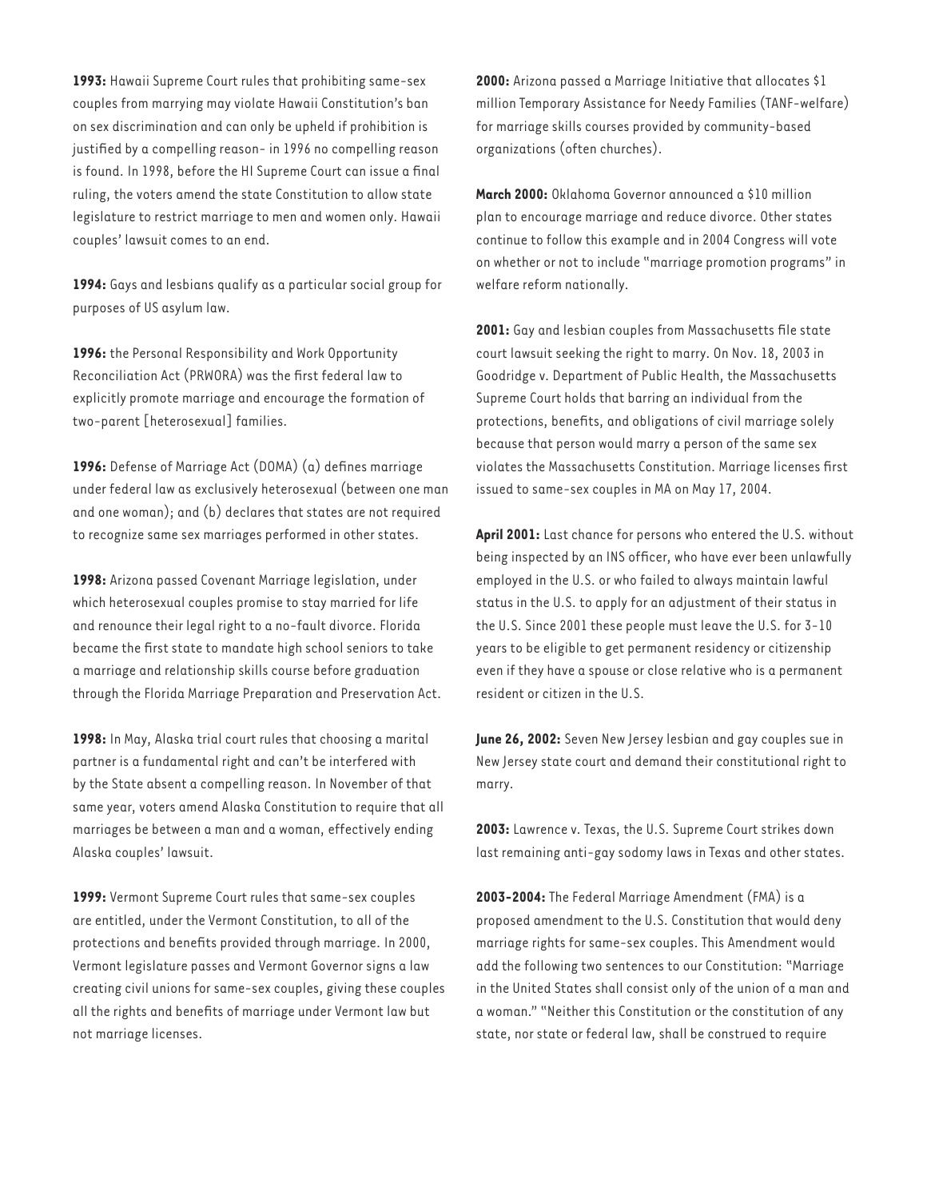**1993:** Hawaii Supreme Court rules that prohibiting same-sex couples from marrying may violate Hawaii Constitution's ban on sex discrimination and can only be upheld if prohibition is justified by a compelling reason- in 1996 no compelling reason is found. In 1998, before the HI Supreme Court can issue a final ruling, the voters amend the state Constitution to allow state legislature to restrict marriage to men and women only. Hawaii couples' lawsuit comes to an end.

**1994:** Gays and lesbians qualify as a particular social group for purposes of US asylum law.

**1996:** the Personal Responsibility and Work Opportunity Reconciliation Act (PRWORA) was the first federal law to explicitly promote marriage and encourage the formation of two-parent [heterosexual] families.

**1996:** Defense of Marriage Act (DOMA) (a) defines marriage under federal law as exclusively heterosexual (between one man and one woman); and (b) declares that states are not required to recognize same sex marriages performed in other states.

**1998:** Arizona passed Covenant Marriage legislation, under which heterosexual couples promise to stay married for life and renounce their legal right to a no-fault divorce. Florida became the first state to mandate high school seniors to take a marriage and relationship skills course before graduation through the Florida Marriage Preparation and Preservation Act.

**1998:** In May, Alaska trial court rules that choosing a marital partner is a fundamental right and can't be interfered with by the State absent a compelling reason. In November of that same year, voters amend Alaska Constitution to require that all marriages be between a man and a woman, effectively ending Alaska couples' lawsuit.

**1999:** Vermont Supreme Court rules that same-sex couples are entitled, under the Vermont Constitution, to all of the protections and benefits provided through marriage. In 2000, Vermont legislature passes and Vermont Governor signs a law creating civil unions for same-sex couples, giving these couples all the rights and benefits of marriage under Vermont law but not marriage licenses.

**2000:** Arizona passed a Marriage Initiative that allocates $1 million Temporary Assistance for Needy Families (TANF-welfare) for marriage skills courses provided by community-based organizations (often churches).

**March 2000:** Oklahoma Governor announced a $10 million plan to encourage marriage and reduce divorce. Other states continue to follow this example and in 2004 Congress will vote on whether or not to include "marriage promotion programs" in welfare reform nationally.

**2001:** Gay and lesbian couples from Massachusetts file state court lawsuit seeking the right to marry. On Nov. 18, 2003 in Goodridge v. Department of Public Health, the Massachusetts Supreme Court holds that barring an individual from the protections, benefits, and obligations of civil marriage solely because that person would marry a person of the same sex violates the Massachusetts Constitution. Marriage licenses first issued to same-sex couples in MA on May 17, 2004.

**April 2001:** Last chance for persons who entered the U.S. without being inspected by an INS officer, who have ever been unlawfully employed in the U.S. or who failed to always maintain lawful status in the U.S. to apply for an adjustment of their status in the U.S. Since 2001 these people must leave the U.S. for 3-10 years to be eligible to get permanent residency or citizenship even if they have a spouse or close relative who is a permanent resident or citizen in the U.S.

**June 26, 2002:** Seven New Jersey lesbian and gay couples sue in New Jersey state court and demand their constitutional right to marry.

**2003:** Lawrence v. Texas, the U.S. Supreme Court strikes down last remaining anti-gay sodomy laws in Texas and other states.

**2003-2004:** The Federal Marriage Amendment (FMA) is a proposed amendment to the U.S. Constitution that would deny marriage rights for same-sex couples. This Amendment would add the following two sentences to our Constitution: "Marriage in the United States shall consist only of the union of a man and a woman." "Neither this Constitution or the constitution of any state, nor state or federal law, shall be construed to require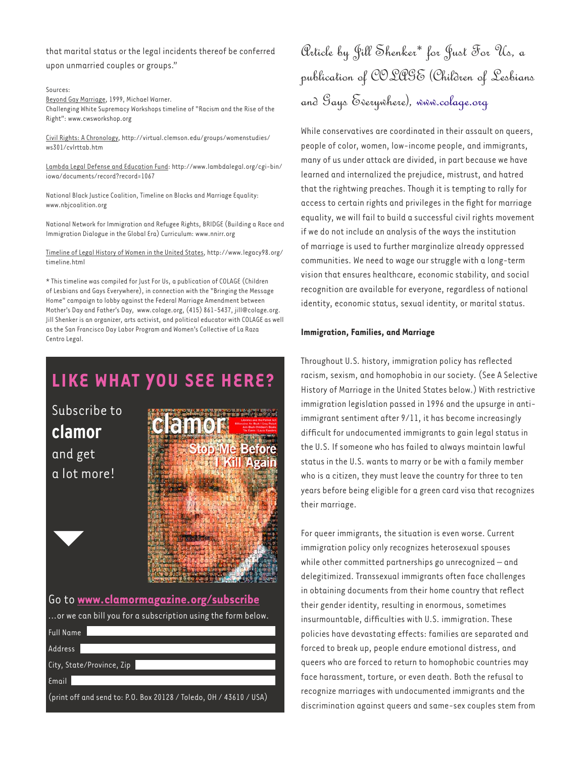that marital status or the legal incidents thereof be conferred upon unmarried couples or groups."

Sources:

Beyond Gay Marriage, 1999, Michael Warner.

Challenging White Supremacy Workshops timeline of "Racism and the Rise of the Right": www.cwsworkshop.org

Civil Rights: A Chronology, http://virtual.clemson.edu/groups/womenstudies/ws301/cvlrttab.htm

Lambda Legal Defense and Education Fund: http://www.lambdalegal.org/cgi-bin/iowa/documents/record?record=1067

National Black Justice Coalition, Timeline on Blacks and Marriage Equality: www.nbjcoalition.org

National Network for Immigration and Refugee Rights, BRIDGE (Building a Race and Immigration Dialogue in the Global Era) Curriculum: www.nnirr.org

Timeline of Legal History of Women in the United States, http://www.legacy98.org/timeline.html

* This timeline was compiled for Just For Us, a publication of COLAGE (Children of Lesbians and Gays Everywhere), in connection with the "Bringing the Message Home" campaign to lobby against the Federal Marriage Amendment between Mother's Day and Father's Day, www.colage.org, (415) 861-5437, jill@colage.org. Jill Shenker is an organizer, arts activist, and political educator with COLAGE as well as the San Francisco Day Labor Program and Women's Collective of La Raza Centro Legal.

## LIKE WHAT YOU SEE HERE?

Subscribe to **clamor** and get a lot more!

Go to **www.clamormagazine.org/subscribe**

...or we can bill you for a subscription using the form below.

Full Name

Address

City, State/Province, Zip

Email

(print off and send to: P.O. Box 20128 / Toledo, OH / 43610 / USA)

## Article by Jill Shenker* for Just For Us, a publication of COLAGE (Children of Lesbians and Gays Everywhere), www.colage.org

While conservatives are coordinated in their assault on queers, people of color, women, low-income people, and immigrants, many of us under attack are divided, in part because we have learned and internalized the prejudice, mistrust, and hatred that the rightwing preaches. Though it is tempting to rally for access to certain rights and privileges in the fight for marriage equality, we will fail to build a successful civil rights movement if we do not include an analysis of the ways the institution of marriage is used to further marginalize already oppressed communities. We need to wage our struggle with a long-term vision that ensures healthcare, economic stability, and social recognition are available for everyone, regardless of national identity, economic status, sexual identity, or marital status.

**Immigration, Families, and Marriage**

Throughout U.S. history, immigration policy has reflected racism, sexism, and homophobia in our society. (See A Selective History of Marriage in the United States below.) With restrictive immigration legislation passed in 1996 and the upsurge in anti-immigrant sentiment after 9/11, it has become increasingly difficult for undocumented immigrants to gain legal status in the U.S. If someone who has failed to always maintain lawful status in the U.S. wants to marry or be with a family member who is a citizen, they must leave the country for three to ten years before being eligible for a green card visa that recognizes their marriage.

For queer immigrants, the situation is even worse. Current immigration policy only recognizes heterosexual spouses while other committed partnerships go unrecognized – and delegitimized. Transsexual immigrants often face challenges in obtaining documents from their home country that reflect their gender identity, resulting in enormous, sometimes insurmountable, difficulties with U.S. immigration. These policies have devastating effects: families are separated and forced to break up, people endure emotional distress, and queers who are forced to return to homophobic countries may face harassment, torture, or even death. Both the refusal to recognize marriages with undocumented immigrants and the discrimination against queers and same-sex couples stem from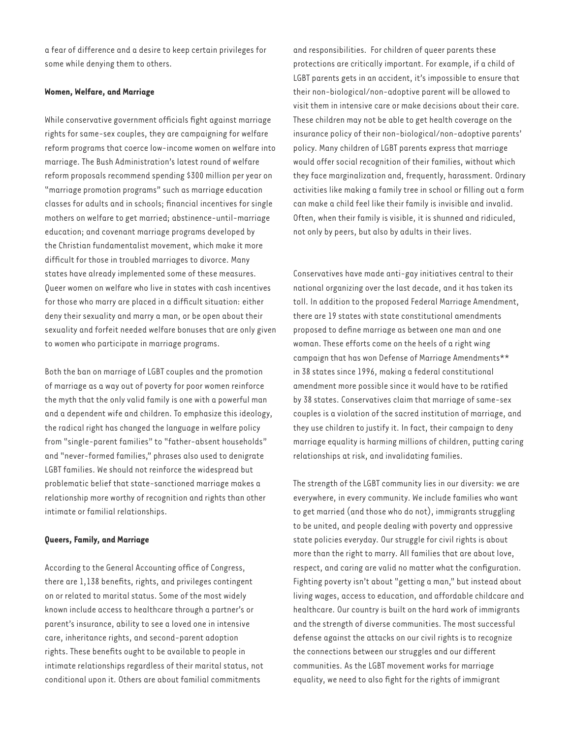a fear of difference and a desire to keep certain privileges for some while denying them to others.

**Women, Welfare, and Marriage**

While conservative government officials fight against marriage rights for same-sex couples, they are campaigning for welfare reform programs that coerce low-income women on welfare into marriage. The Bush Administration's latest round of welfare reform proposals recommend spending $300 million per year on "marriage promotion programs" such as marriage education classes for adults and in schools; financial incentives for single mothers on welfare to get married; abstinence-until-marriage education; and covenant marriage programs developed by the Christian fundamentalist movement, which make it more difficult for those in troubled marriages to divorce. Many states have already implemented some of these measures. Queer women on welfare who live in states with cash incentives for those who marry are placed in a difficult situation: either deny their sexuality and marry a man, or be open about their sexuality and forfeit needed welfare bonuses that are only given to women who participate in marriage programs.

Both the ban on marriage of LGBT couples and the promotion of marriage as a way out of poverty for poor women reinforce the myth that the only valid family is one with a powerful man and a dependent wife and children. To emphasize this ideology, the radical right has changed the language in welfare policy from "single-parent families" to "father-absent households" and "never-formed families," phrases also used to denigrate LGBT families. We should not reinforce the widespread but problematic belief that state-sanctioned marriage makes a relationship more worthy of recognition and rights than other intimate or familial relationships.

**Queers, Family, and Marriage**

According to the General Accounting office of Congress, there are 1,138 benefits, rights, and privileges contingent on or related to marital status. Some of the most widely known include access to healthcare through a partner's or parent's insurance, ability to see a loved one in intensive care, inheritance rights, and second-parent adoption rights. These benefits ought to be available to people in intimate relationships regardless of their marital status, not conditional upon it. Others are about familial commitments and responsibilities. For children of queer parents these protections are critically important. For example, if a child of LGBT parents gets in an accident, it's impossible to ensure that their non-biological/non-adoptive parent will be allowed to visit them in intensive care or make decisions about their care. These children may not be able to get health coverage on the insurance policy of their non-biological/non-adoptive parents' policy. Many children of LGBT parents express that marriage would offer social recognition of their families, without which they face marginalization and, frequently, harassment. Ordinary activities like making a family tree in school or filling out a form can make a child feel like their family is invisible and invalid. Often, when their family is visible, it is shunned and ridiculed, not only by peers, but also by adults in their lives.

Conservatives have made anti-gay initiatives central to their national organizing over the last decade, and it has taken its toll. In addition to the proposed Federal Marriage Amendment, there are 19 states with state constitutional amendments proposed to define marriage as between one man and one woman. These efforts come on the heels of a right wing campaign that has won Defense of Marriage Amendments** in 38 states since 1996, making a federal constitutional amendment more possible since it would have to be ratified by 38 states. Conservatives claim that marriage of same-sex couples is a violation of the sacred institution of marriage, and they use children to justify it. In fact, their campaign to deny marriage equality is harming millions of children, putting caring relationships at risk, and invalidating families.

The strength of the LGBT community lies in our diversity: we are everywhere, in every community. We include families who want to get married (and those who do not), immigrants struggling to be united, and people dealing with poverty and oppressive state policies everyday. Our struggle for civil rights is about more than the right to marry. All families that are about love, respect, and caring are valid no matter what the configuration. Fighting poverty isn't about "getting a man," but instead about living wages, access to education, and affordable childcare and healthcare. Our country is built on the hard work of immigrants and the strength of diverse communities. The most successful defense against the attacks on our civil rights is to recognize the connections between our struggles and our different communities. As the LGBT movement works for marriage equality, we need to also fight for the rights of immigrant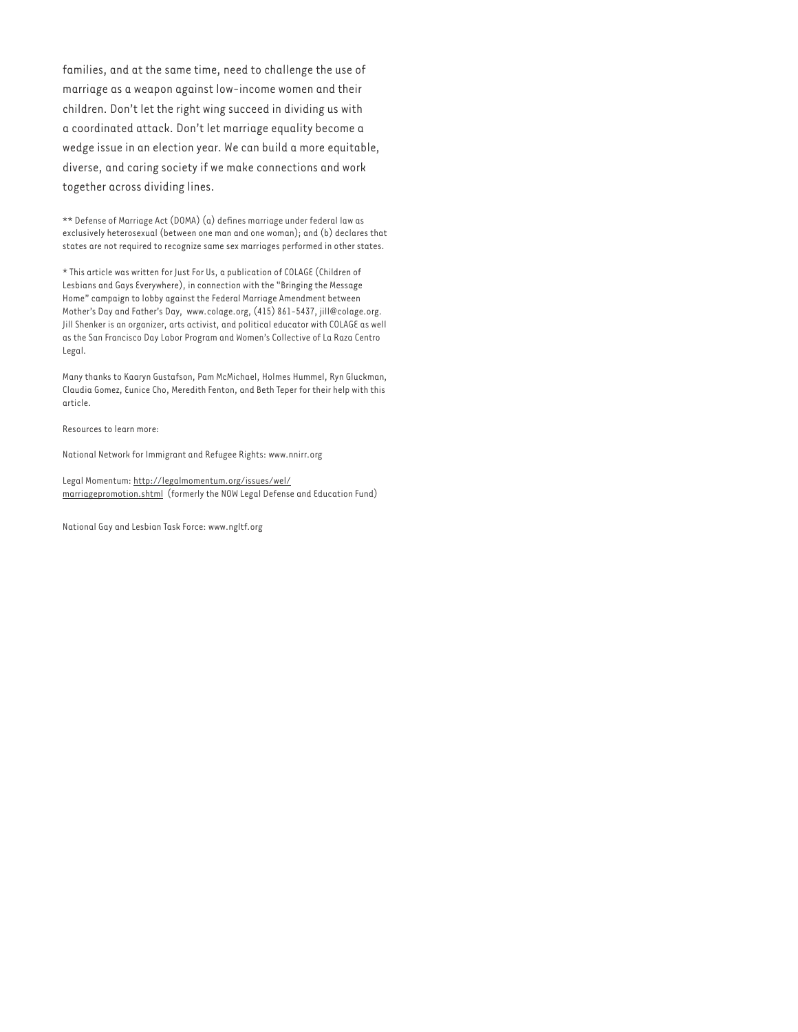families, and at the same time, need to challenge the use of marriage as a weapon against low-income women and their children. Don't let the right wing succeed in dividing us with a coordinated attack. Don't let marriage equality become a wedge issue in an election year. We can build a more equitable, diverse, and caring society if we make connections and work together across dividing lines.

** Defense of Marriage Act (DOMA) (a) defines marriage under federal law as exclusively heterosexual (between one man and one woman); and (b) declares that states are not required to recognize same sex marriages performed in other states.

* This article was written for Just For Us, a publication of COLAGE (Children of Lesbians and Gays Everywhere), in connection with the "Bringing the Message Home" campaign to lobby against the Federal Marriage Amendment between Mother's Day and Father's Day, www.colage.org, (415) 861-5437, jill@colage.org. Jill Shenker is an organizer, arts activist, and political educator with COLAGE as well as the San Francisco Day Labor Program and Women's Collective of La Raza Centro Legal.

Many thanks to Kaaryn Gustafson, Pam McMichael, Holmes Hummel, Ryn Gluckman, Claudia Gomez, Eunice Cho, Meredith Fenton, and Beth Teper for their help with this article.

Resources to learn more:

National Network for Immigrant and Refugee Rights: www.nnirr.org

Legal Momentum: http://legalmomentum.org/issues/wel/marriagepromotion.shtml (formerly the NOW Legal Defense and Education Fund)

National Gay and Lesbian Task Force: www.ngltf.org